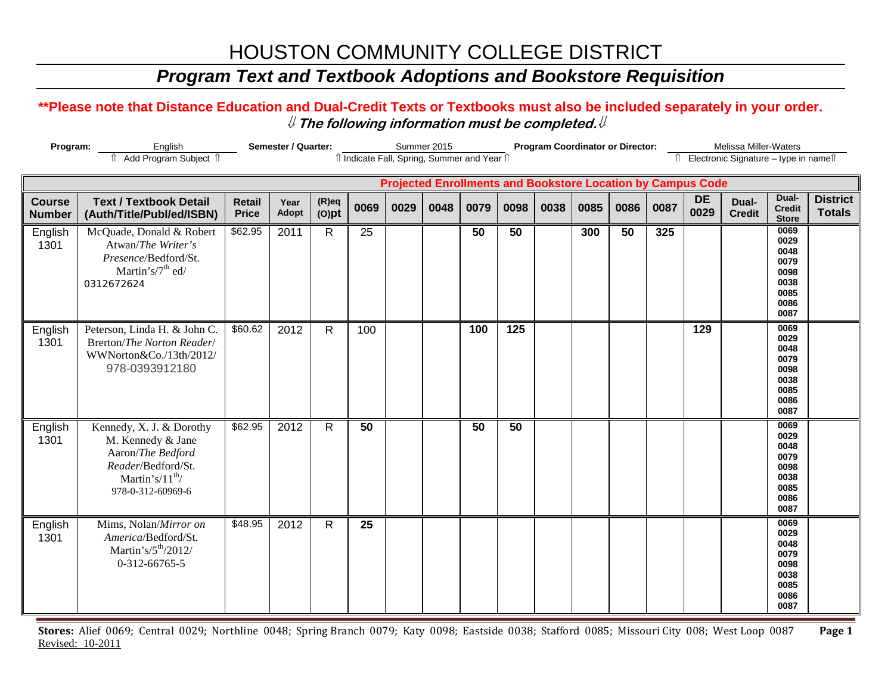# HOUSTON COMMUNITY COLLEGE DISTRICT

## *Program Text and Textbook Adoptions and Bookstore Requisition*

**\*\*Please note that Distance Education and Dual-Credit Texts or Textbooks must also be included separately in your order.**

⇓ ***The following information must be completed.*** ⇓

**Program:** English ⇑ Add Program Subject ⇑ **Semester / Quarter:** Summer 2015 ⇑ Indicate Fall, Spring, Summer and Year ⇑ **Program Coordinator or Director:** Melissa Miller-Waters ⇑ Electronic Signature – type in name ⇑

| | | | | | Projected Enrollments and Bookstore Location by Campus Code | | | | | | | | | | | | |
|---|---|---|---|---|---|---|---|---|---|---|---|---|---|---|---|---|---|
| **Course Number** | **Text / Textbook Detail (Auth/Title/Publ/ed/ISBN)** | **Retail Price** | **Year Adopt** | **(R)eq (O)pt** | **0069** | **0029** | **0048** | **0079** | **0098** | **0038** | **0085** | **0086** | **0087** | **DE 0029** | **Dual-Credit** | **Dual-Credit Store** | **District Totals** |
| English 1301 | McQuade, Donald & Robert Atwan/*The Writer's Presence*/Bedford/St. Martin's/7th ed/ 0312672624 | $62.95 | 2011 | R | 25 | | | **50** | **50** | | **300** | **50** | **325** | | | 0069 0029 0048 0079 0098 0038 0085 0086 0087 | |
| English 1301 | Peterson, Linda H. & John C. Brerton/*The Norton Reader*/ WWNorton&Co./13th/2012/ 978-0393912180 | $60.62 | 2012 | R | 100 | | | **100** | **125** | | | | | **129** | | 0069 0029 0048 0079 0098 0038 0085 0086 0087 | |
| English 1301 | Kennedy, X. J. & Dorothy M. Kennedy & Jane Aaron/*The Bedford Reader*/Bedford/St. Martin's/11th/ 978-0-312-60969-6 | $62.95 | 2012 | R | **50** | | | **50** | **50** | | | | | | | 0069 0029 0048 0079 0098 0038 0085 0086 0087 | |
| English 1301 | Mims, Nolan/*Mirror on America*/Bedford/St. Martin's/5th/2012/ 0-312-66765-5 | $48.95 | 2012 | R | **25** | | | | | | | | | | | 0069 0029 0048 0079 0098 0038 0085 0086 0087 | |

**Stores:** Alief 0069; Central 0029; Northline 0048; Spring Branch 0079; Katy 0098; Eastside 0038; Stafford 0085; Missouri City 008; West Loop 0087

Revised: 10-2011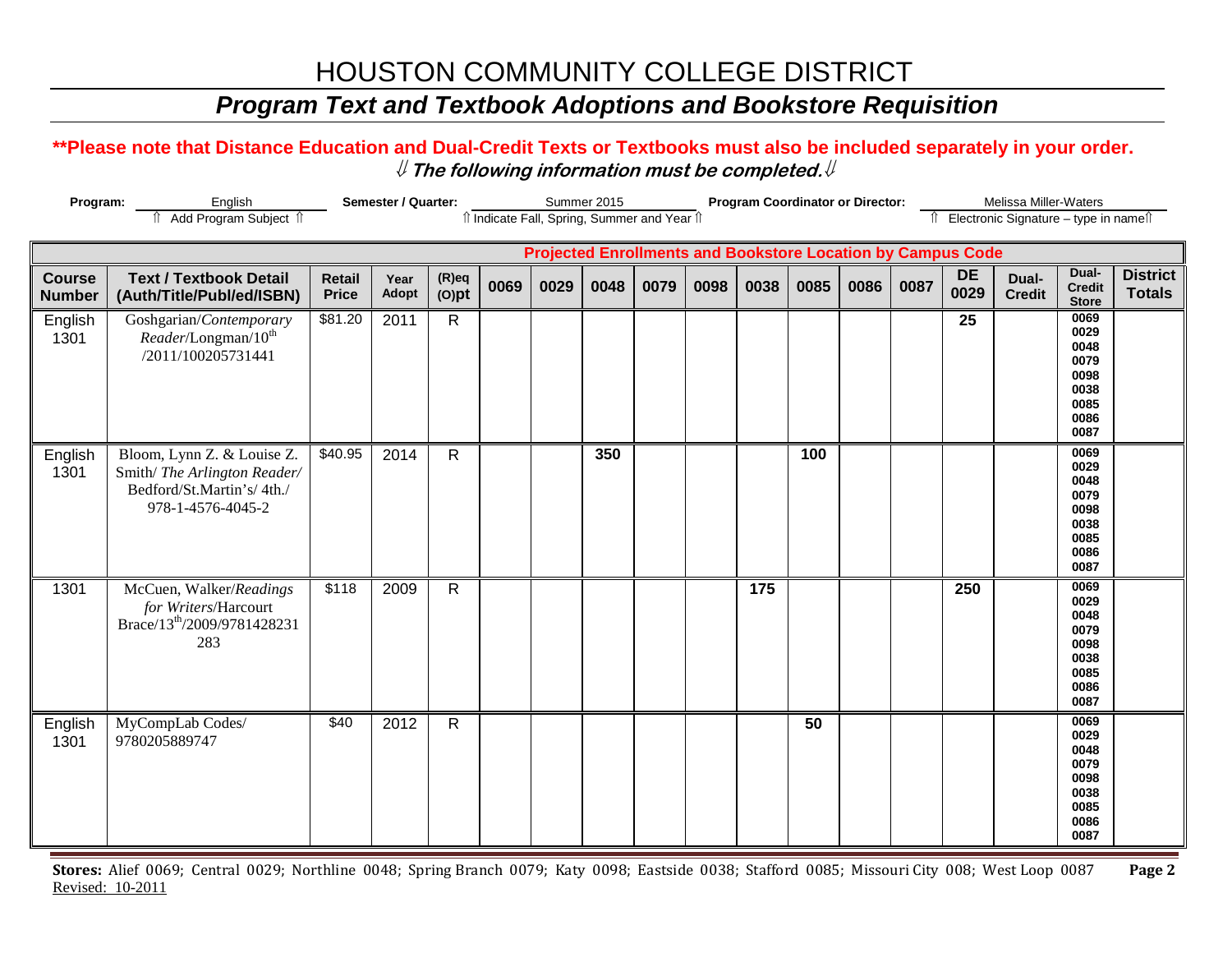# HOUSTON COMMUNITY COLLEGE DISTRICT

## *Program Text and Textbook Adoptions and Bookstore Requisition*

**\*\*Please note that Distance Education and Dual-Credit Texts or Textbooks must also be included separately in your order.**

⇓ ***The following information must be completed.*** ⇓

**Program:** English (⇑ Add Program Subject ⇑) **Semester / Quarter:** Summer 2015 (⇑ Indicate Fall, Spring, Summer and Year ⇑) **Program Coordinator or Director:** Melissa Miller-Waters (⇑ Electronic Signature – type in name⇑)

| | | | | | Projected Enrollments and Bookstore Location by Campus Code | | | | | | | | | | | | |
|---|---|---|---|---|---|---|---|---|---|---|---|---|---|---|---|---|---|
| **Course Number** | **Text / Textbook Detail (Auth/Title/Publ/ed/ISBN)** | **Retail Price** | **Year Adopt** | **(R)eq (O)pt** | **0069** | **0029** | **0048** | **0079** | **0098** | **0038** | **0085** | **0086** | **0087** | **DE 0029** | **Dual-Credit** | **Dual-Credit Store** | **District Totals** |
| English 1301 | Goshgarian/*Contemporary Reader*/Longman/10th /2011/100205731441 | $81.20 | 2011 | R | | | | | | | | | | **25** | | 0069 0029 0048 0079 0098 0038 0085 0086 0087 | |
| English 1301 | Bloom, Lynn Z. & Louise Z. Smith/ *The Arlington Reader*/ Bedford/St.Martin's/ 4th./ 978-1-4576-4045-2 | $40.95 | 2014 | R | | | **350** | | | | **100** | | | | | 0069 0029 0048 0079 0098 0038 0085 0086 0087 | |
| 1301 | McCuen, Walker/*Readings for Writers*/Harcourt Brace/13th/2009/9781428231283 | $118 | 2009 | R | | | | | | **175** | | | | **250** | | 0069 0029 0048 0079 0098 0038 0085 0086 0087 | |
| English 1301 | MyCompLab Codes/ 9780205889747 | $40 | 2012 | R | | | | | | | **50** | | | | | 0069 0029 0048 0079 0098 0038 0085 0086 0087 | |

**Stores:** Alief 0069; Central 0029; Northline 0048; Spring Branch 0079; Katy 0098; Eastside 0038; Stafford 0085; Missouri City 008; West Loop 0087

Revised: 10-2011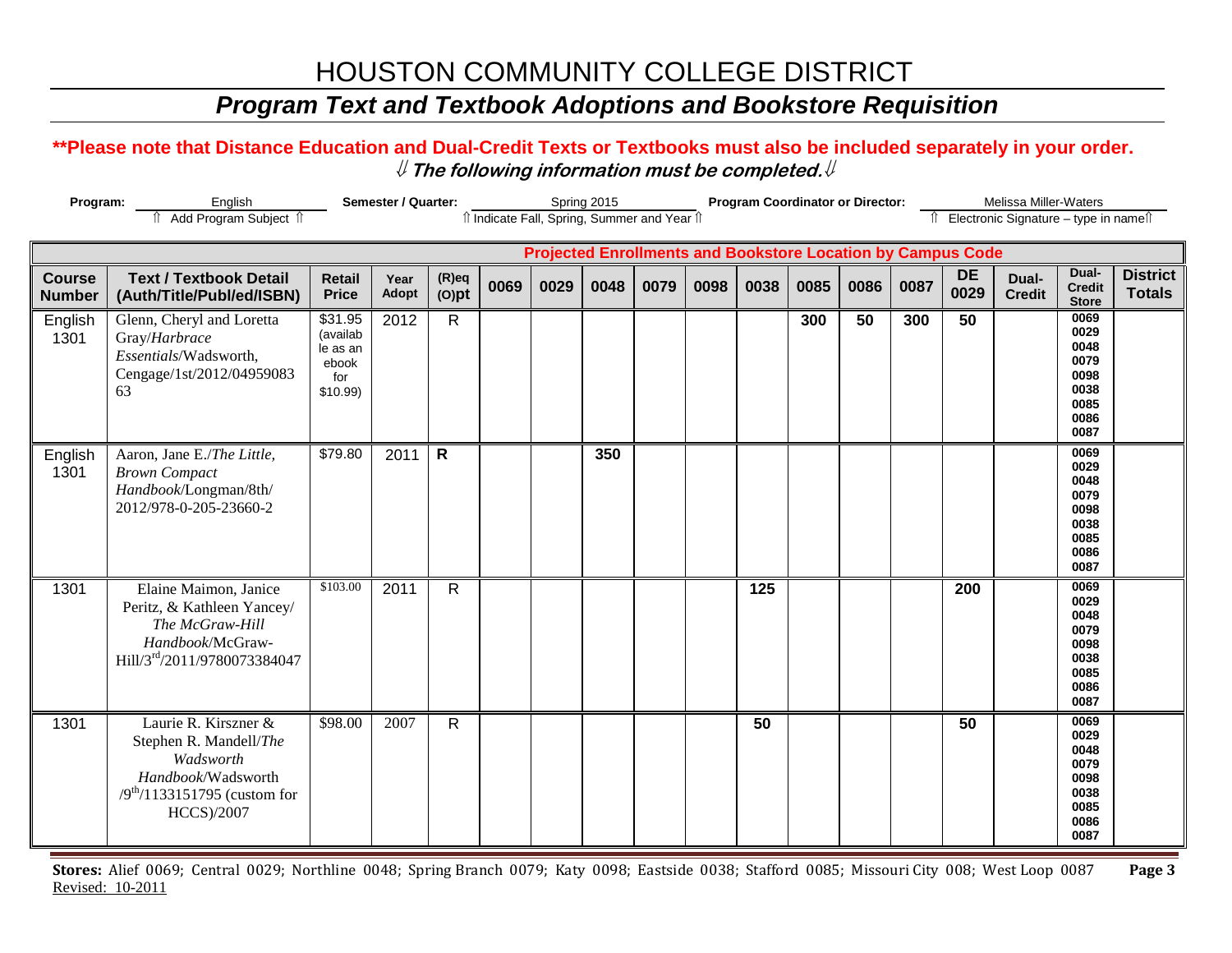# HOUSTON COMMUNITY COLLEGE DISTRICT

## *Program Text and Textbook Adoptions and Bookstore Requisition*

**\*\*Please note that Distance Education and Dual-Credit Texts or Textbooks must also be included separately in your order.**

⇓ ***The following information must be completed.*** ⇓

**Program:** English ⇑ Add Program Subject ⇑ **Semester / Quarter:** Spring 2015 ⇑ Indicate Fall, Spring, Summer and Year ⇑ **Program Coordinator or Director:** Melissa Miller-Waters ⇑ Electronic Signature – type in name ⇑

| | | | | | Projected Enrollments and Bookstore Location by Campus Code | | | | | | | | | | | | |
|---|---|---|---|---|---|---|---|---|---|---|---|---|---|---|---|---|---|
| **Course Number** | **Text / Textbook Detail (Auth/Title/Publ/ed/ISBN)** | **Retail Price** | **Year Adopt** | **(R)eq (O)pt** | **0069** | **0029** | **0048** | **0079** | **0098** | **0038** | **0085** | **0086** | **0087** | **DE 0029** | **Dual-Credit** | **Dual-Credit Store** | **District Totals** |
| English 1301 | Glenn, Cheryl and Loretta Gray/*Harbrace Essentials*/Wadsworth, Cengage/1st/2012/0495908363 | $31.95 (available as an ebook for $10.99) | 2012 | R | | | | | | | 300 | 50 | 300 | 50 | | 0069 0029 0048 0079 0098 0038 0085 0086 0087 | |
| English 1301 | Aaron, Jane E./*The Little, Brown Compact Handbook*/Longman/8th/2012/978-0-205-23660-2 | $79.80 | 2011 | **R** | | | 350 | | | | | | | | | 0069 0029 0048 0079 0098 0038 0085 0086 0087 | |
| 1301 | Elaine Maimon, Janice Peritz, & Kathleen Yancey/ *The McGraw-Hill Handbook*/McGraw-Hill/3rd/2011/9780073384047 | $103.00 | 2011 | R | | | | | | 125 | | | | 200 | | 0069 0029 0048 0079 0098 0038 0085 0086 0087 | |
| 1301 | Laurie R. Kirszner & Stephen R. Mandell/*The Wadsworth Handbook*/Wadsworth /9th/1133151795 (custom for HCCS)/2007 | $98.00 | 2007 | R | | | | | | 50 | | | | 50 | | 0069 0029 0048 0079 0098 0038 0085 0086 0087 | |

**Stores:** Alief 0069; Central 0029; Northline 0048; Spring Branch 0079; Katy 0098; Eastside 0038; Stafford 0085; Missouri City 008; West Loop 0087

Revised: 10-2011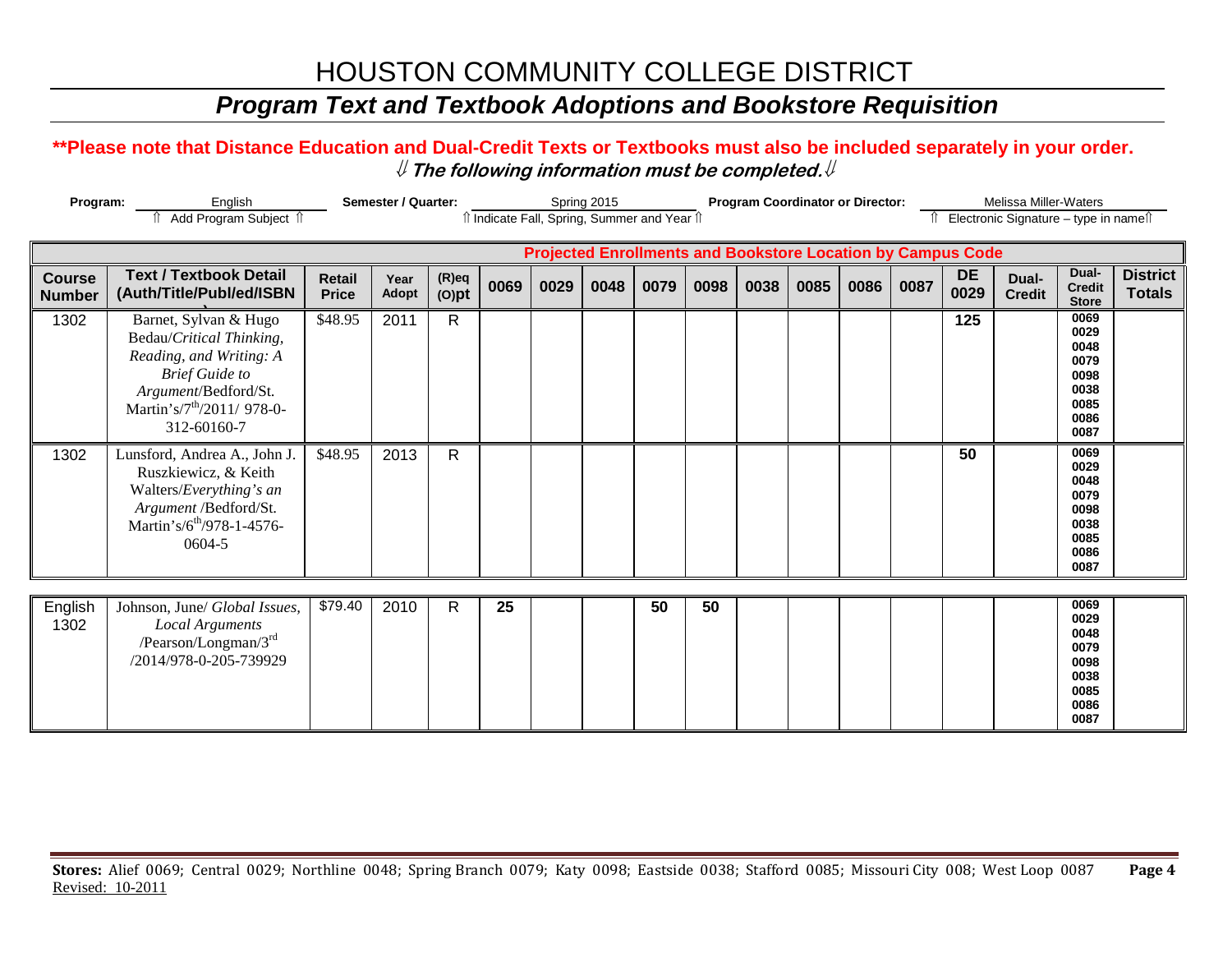# HOUSTON COMMUNITY COLLEGE DISTRICT

## *Program Text and Textbook Adoptions and Bookstore Requisition*

**\*\*Please note that Distance Education and Dual-Credit Texts or Textbooks must also be included separately in your order.**

⇓ ***The following information must be completed.*** ⇓

**Program:** English (⇑ Add Program Subject ⇑) **Semester / Quarter:** Spring 2015 (⇑ Indicate Fall, Spring, Summer and Year ⇑) **Program Coordinator or Director:** Melissa Miller-Waters (⇑ Electronic Signature – type in name ⇑)

| | | | | | Projected Enrollments and Bookstore Location by Campus Code | | | | | | | | | | | | |
|---|---|---|---|---|---|---|---|---|---|---|---|---|---|---|---|---|---|
| **Course Number** | **Text / Textbook Detail (Auth/Title/Publ/ed/ISBN** | **Retail Price** | **Year Adopt** | **(R)eq (O)pt** | **0069** | **0029** | **0048** | **0079** | **0098** | **0038** | **0085** | **0086** | **0087** | **DE 0029** | **Dual-Credit** | **Dual-Credit Store** | **District Totals** |
| 1302 | Barnet, Sylvan & Hugo Bedau/*Critical Thinking, Reading, and Writing: A Brief Guide to Argument*/Bedford/St. Martin's/7th/2011/ 978-0-312-60160-7 | $48.95 | 2011 | R | | | | | | | | | | 125 | | 0069 0029 0048 0079 0098 0038 0085 0086 0087 | |
| 1302 | Lunsford, Andrea A., John J. Ruszkiewicz, & Keith Walters/*Everything's an Argument* /Bedford/St. Martin's/6th/978-1-4576-0604-5 | $48.95 | 2013 | R | | | | | | | | | | 50 | | 0069 0029 0048 0079 0098 0038 0085 0086 0087 | |
| English 1302 | Johnson, June/ *Global Issues, Local Arguments* /Pearson/Longman/3rd /2014/978-0-205-739929 | $79.40 | 2010 | R | 25 | | | 50 | 50 | | | | | | | 0069 0029 0048 0079 0098 0038 0085 0086 0087 | |

**Stores:** Alief 0069; Central 0029; Northline 0048; Spring Branch 0079; Katy 0098; Eastside 0038; Stafford 0085; Missouri City 008; West Loop 0087

Revised: 10-2011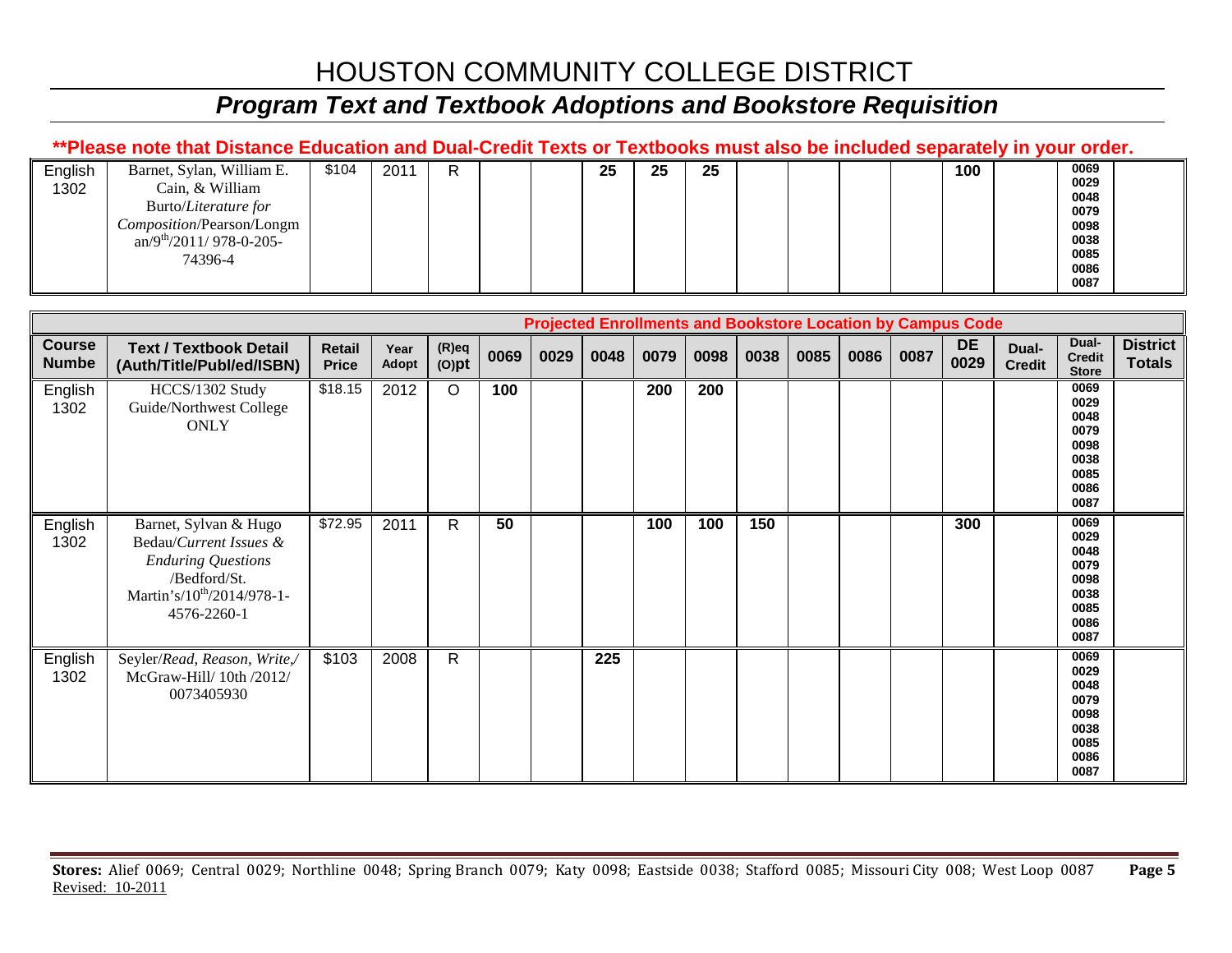# HOUSTON COMMUNITY COLLEGE DISTRICT

## *Program Text and Textbook Adoptions and Bookstore Requisition*

**\*\*Please note that Distance Education and Dual-Credit Texts or Textbooks must also be included separately in your order.**

| | | | | | Projected Enrollments and Bookstore Location by Campus Code | | | | | | | | | | | | |
|---|---|---|---|---|---|---|---|---|---|---|---|---|---|---|---|---|---|
| **Course Numbe** | **Text / Textbook Detail (Auth/Title/Publ/ed/ISBN)** | **Retail Price** | **Year Adopt** | **(R)eq (O)pt** | **0069** | **0029** | **0048** | **0079** | **0098** | **0038** | **0085** | **0086** | **0087** | **DE 0029** | **Dual-Credit** | **Dual-Credit Store** | **District Totals** |
| English 1302 | Barnet, Sylan, William E. Cain, & William Burto/*Literature for Composition*/Pearson/Longman/9th/2011/ 978-0-205-74396-4 | $104 | 2011 | R | | | **25** | **25** | **25** | | | | | **100** | | 0069 0029 0048 0079 0098 0038 0085 0086 0087 | |
| English 1302 | HCCS/1302 Study Guide/Northwest College ONLY | $18.15 | 2012 | O | **100** | | | **200** | **200** | | | | | | | 0069 0029 0048 0079 0098 0038 0085 0086 0087 | |
| English 1302 | Barnet, Sylvan & Hugo Bedau/*Current Issues & Enduring Questions* /Bedford/St. Martin's/10th/2014/978-1-4576-2260-1 | $72.95 | 2011 | R | **50** | | | **100** | **100** | **150** | | | | **300** | | 0069 0029 0048 0079 0098 0038 0085 0086 0087 | |
| English 1302 | Seyler/*Read, Reason, Write,*/ McGraw-Hill/ 10th /2012/ 0073405930 | $103 | 2008 | R | | | **225** | | | | | | | | | 0069 0029 0048 0079 0098 0038 0085 0086 0087 | |

**Stores:** Alief 0069; Central 0029; Northline 0048; Spring Branch 0079; Katy 0098; Eastside 0038; Stafford 0085; Missouri City 008; West Loop 0087

Revised: 10-2011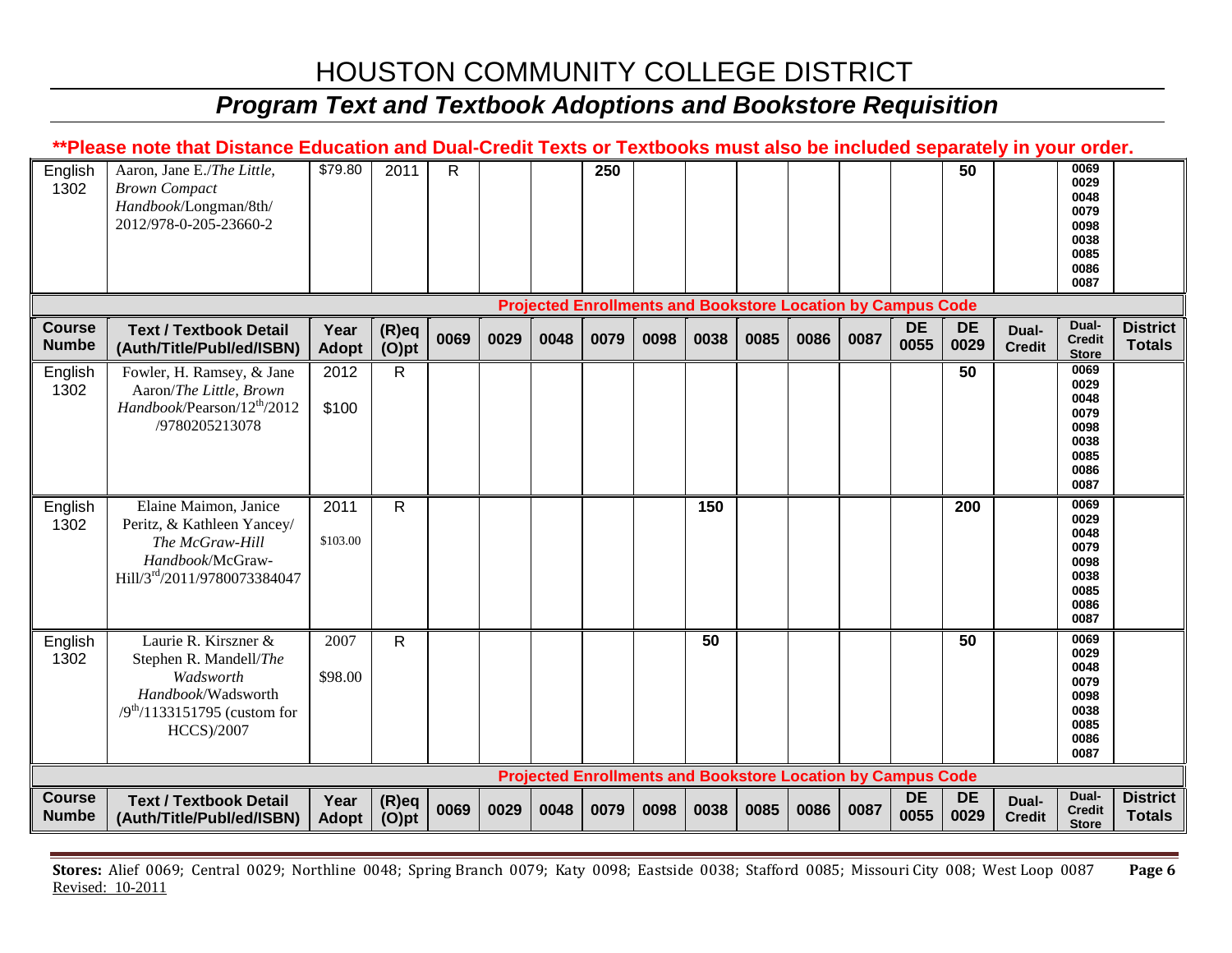# HOUSTON COMMUNITY COLLEGE DISTRICT

## *Program Text and Textbook Adoptions and Bookstore Requisition*

**\*\*Please note that Distance Education and Dual-Credit Texts or Textbooks must also be included separately in your order.**

| | | | | Projected Enrollments and Bookstore Location by Campus Code | | | | | | | | | | | | | |
|---|---|---|---|---|---|---|---|---|---|---|---|---|---|---|---|---|---|
| **Course Numbe** | **Text / Textbook Detail (Auth/Title/Publ/ed/ISBN)** | **Year Adopt** | **(R)eq (O)pt** | **0069** | **0029** | **0048** | **0079** | **0098** | **0038** | **0085** | **0086** | **0087** | **DE 0055** | **DE 0029** | **Dual-Credit** | **Dual-Credit Store** | **District Totals** |
| English 1302 | Aaron, Jane E./*The Little, Brown Compact Handbook*/Longman/8th/ 2012/978-0-205-23660-2 | $79.80 | 2011 | R | | | 250 | | | | | | | 50 | | 0069 0029 0048 0079 0098 0038 0085 0086 0087 | |
| English 1302 | Fowler, H. Ramsey, & Jane Aaron/*The Little, Brown Handbook*/Pearson/12th/2012 /9780205213078 | 2012 $100 | R | | | | | | | | | | | 50 | | 0069 0029 0048 0079 0098 0038 0085 0086 0087 | |
| English 1302 | Elaine Maimon, Janice Peritz, & Kathleen Yancey/ *The McGraw-Hill Handbook*/McGraw-Hill/3rd/2011/9780073384047 | 2011 $103.00 | R | | | | | | 150 | | | | | 200 | | 0069 0029 0048 0079 0098 0038 0085 0086 0087 | |
| English 1302 | Laurie R. Kirszner & Stephen R. Mandell/*The Wadsworth Handbook*/Wadsworth /9th/1133151795 (custom for HCCS)/2007 | 2007 $98.00 | R | | | | | | 50 | | | | | 50 | | 0069 0029 0048 0079 0098 0038 0085 0086 0087 | |

**Stores:** Alief 0069; Central 0029; Northline 0048; Spring Branch 0079; Katy 0098; Eastside 0038; Stafford 0085; Missouri City 008; West Loop 0087

Revised: 10-2011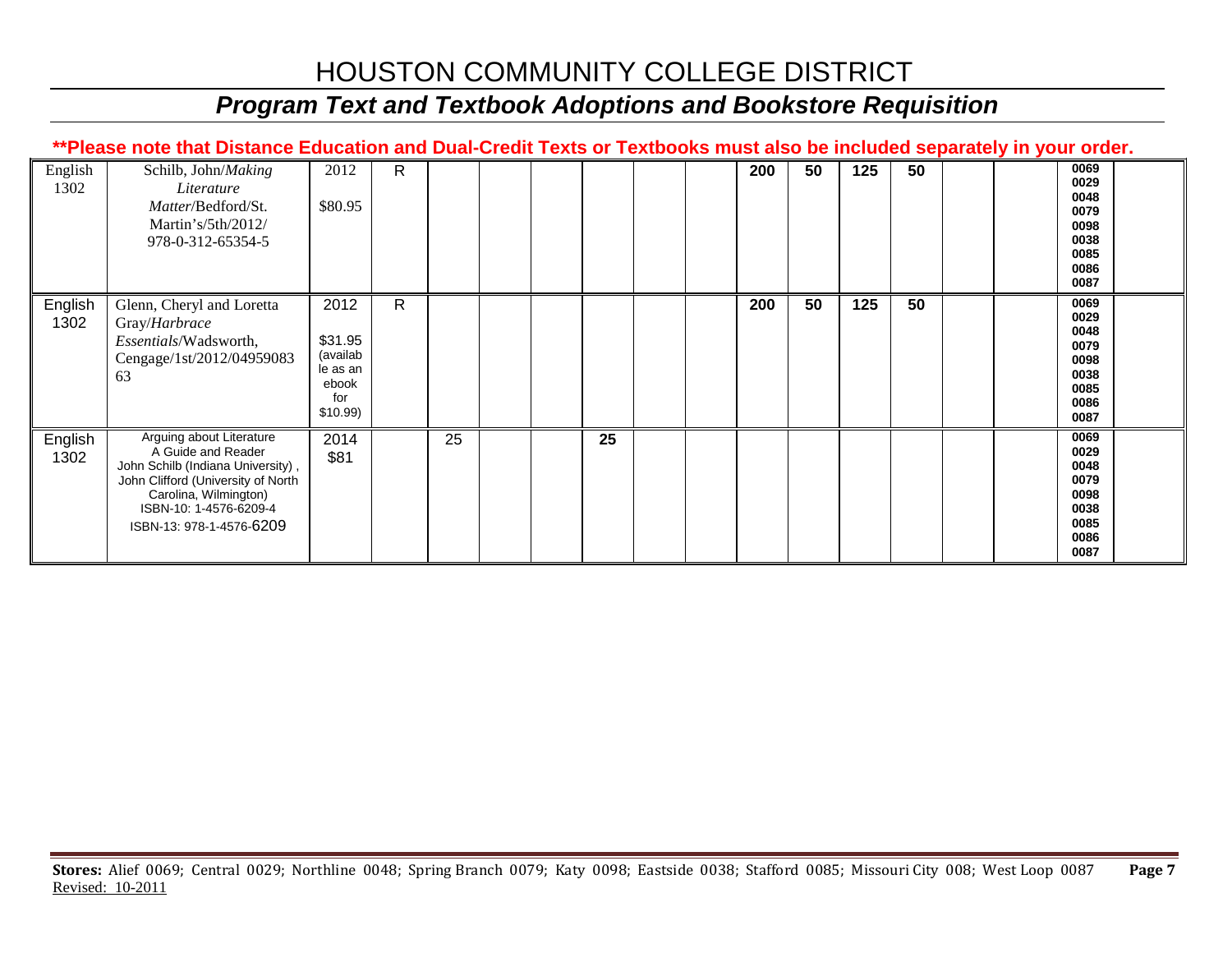| | | | | | | | | | | | | | | | | |
|---|---|---|---|---|---|---|---|---|---|---|---|---|---|---|---|---|
| English 1302 | Schilb, John/*Making Literature Matter*/Bedford/St. Martin's/5th/2012/ 978-0-312-65354-5 | 2012<br>$80.95 | R | | | | | | | **200** | **50** | **125** | **50** | | **0069 0029 0048 0079 0098 0038 0085 0086 0087** | |
| English 1302 | Glenn, Cheryl and Loretta Gray/*Harbrace Essentials*/Wadsworth, Cengage/1st/2012/0495908363 | 2012<br>$31.95 (available as an ebook for $10.99) | R | | | | | | | **200** | **50** | **125** | **50** | | **0069 0029 0048 0079 0098 0038 0085 0086 0087** | |
| English 1302 | Arguing about Literature A Guide and Reader John Schilb (Indiana University), John Clifford (University of North Carolina, Wilmington) ISBN-10: 1-4576-6209-4 ISBN-13: 978-1-4576-6209 | 2014<br>$81 | | 25 | | | **25** | | | | | | | | **0069 0029 0048 0079 0098 0038 0085 0086 0087** | |